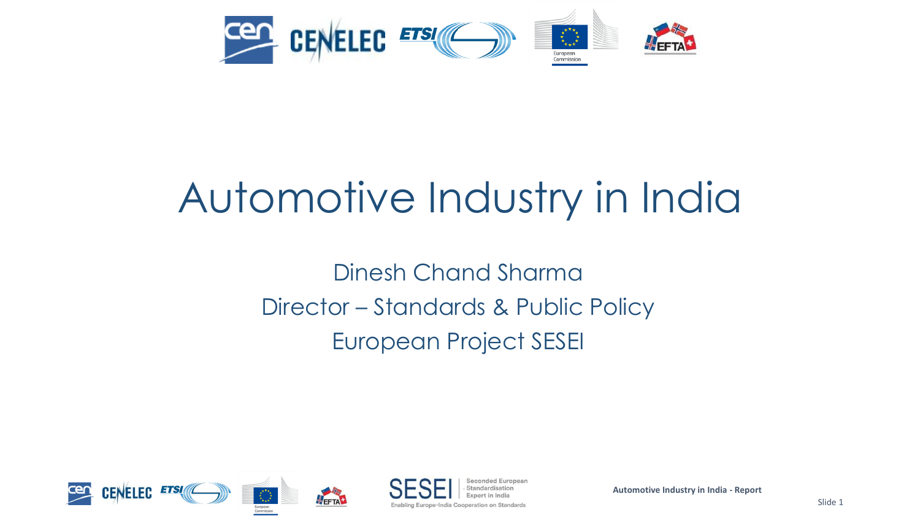# Automotive Industry in India

Dinesh Chand Sharma

Director – Standards & Public Policy

European Project SESEI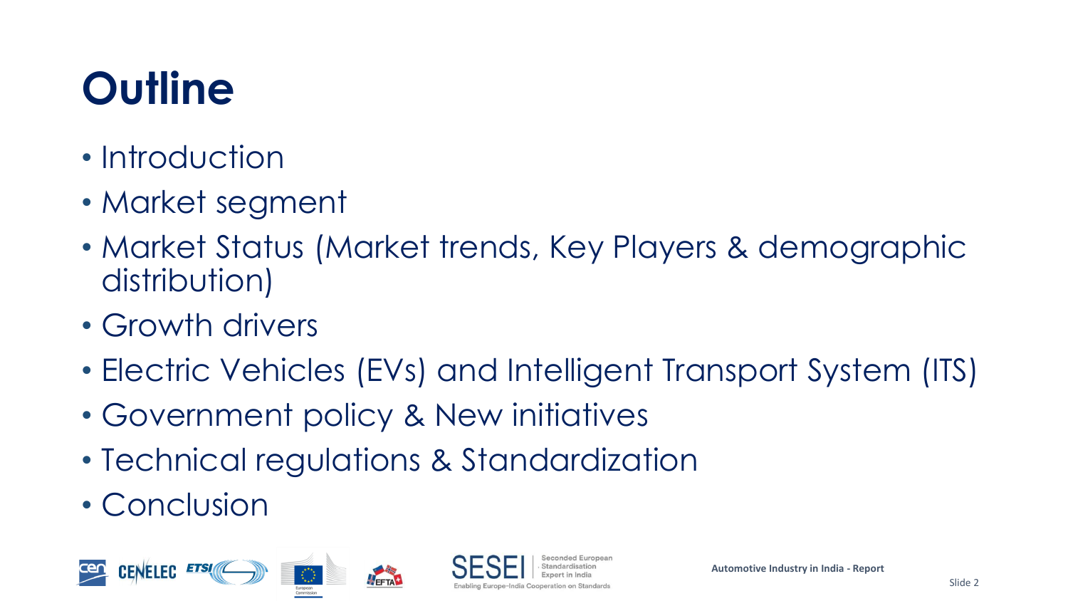# Outline

- Introduction
- Market segment
- Market Status (Market trends, Key Players & demographic distribution)
- Growth drivers
- Electric Vehicles (EVs) and Intelligent Transport System (ITS)
- Government policy & New initiatives
- Technical regulations & Standardization
- Conclusion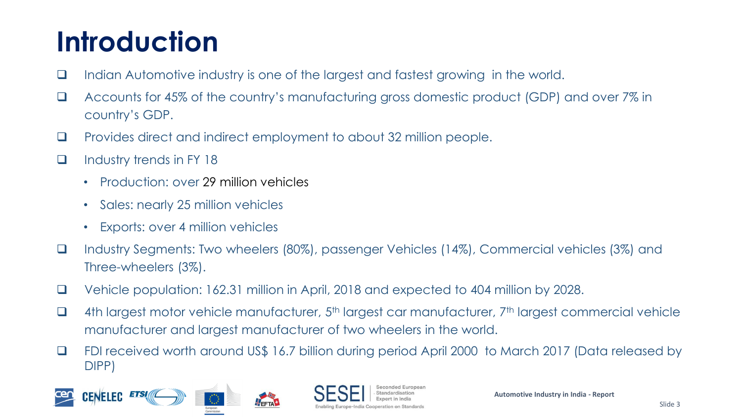# Introduction

- Indian Automotive industry is one of the largest and fastest growing in the world.
- Accounts for 45% of the country's manufacturing gross domestic product (GDP) and over 7% in country's GDP.
- Provides direct and indirect employment to about 32 million people.
- Industry trends in FY 18
  - Production: over 29 million vehicles
  - Sales: nearly 25 million vehicles
  - Exports: over 4 million vehicles
- Industry Segments: Two wheelers (80%), passenger Vehicles (14%), Commercial vehicles (3%) and Three-wheelers (3%).
- Vehicle population: 162.31 million in April, 2018 and expected to 404 million by 2028.
- 4th largest motor vehicle manufacturer, 5th largest car manufacturer, 7th largest commercial vehicle manufacturer and largest manufacturer of two wheelers in the world.
- FDI received worth around US$ 16.7 billion during period April 2000 to March 2017 (Data released by DIPP)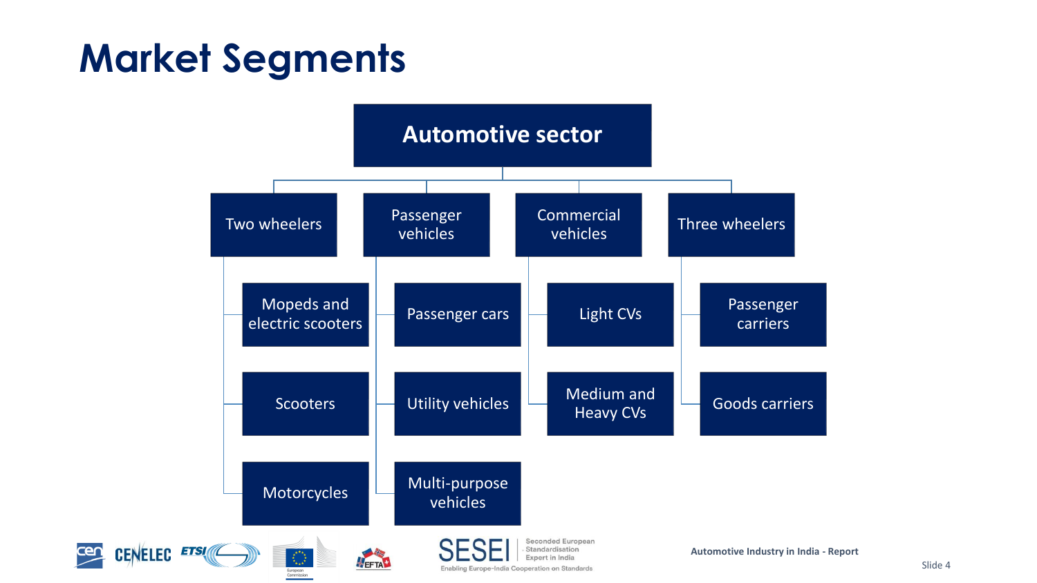# Market Segments

- **Automotive sector**
  - Two wheelers
    - Mopeds and electric scooters
    - Scooters
    - Motorcycles
  - Passenger vehicles
    - Passenger cars
    - Utility vehicles
    - Multi-purpose vehicles
  - Commercial vehicles
    - Light CVs
    - Medium and Heavy CVs
  - Three wheelers
    - Passenger carriers
    - Goods carriers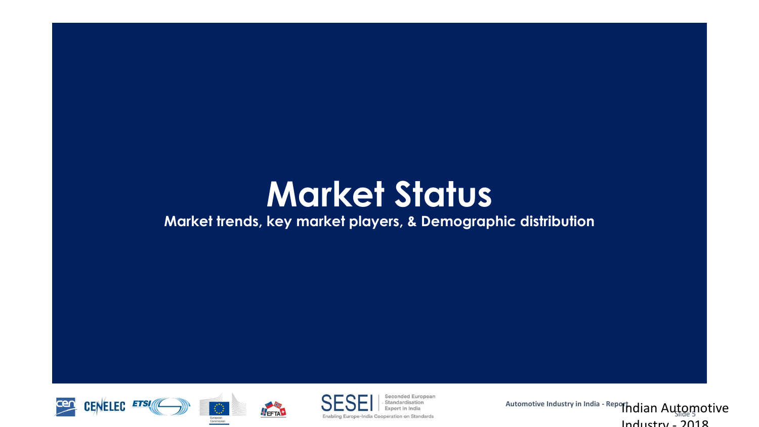# Market Status

**Market trends, key market players, & Demographic distribution**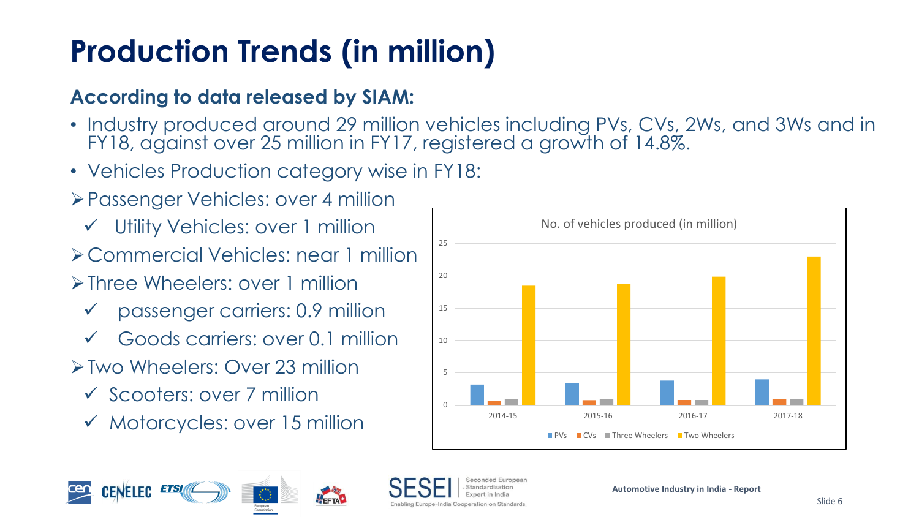# Production Trends (in million)

### According to data released by SIAM:

- Industry produced around 29 million vehicles including PVs, CVs, 2Ws, and 3Ws and in FY18, against over 25 million in FY17, registered a growth of 14.8%.
- Vehicles Production category wise in FY18:

- Passenger Vehicles: over 4 million
  - ✓ Utility Vehicles: over 1 million
- Commercial Vehicles: near 1 million
- Three Wheelers: over 1 million
  - ✓ passenger carriers: 0.9 million
  - ✓ Goods carriers: over 0.1 million
- Two Wheelers: Over 23 million
  - ✓ Scooters: over 7 million
  - ✓ Motorcycles: over 15 million

No. of vehicles produced (in million)

Legend: PVs, CVs, Three Wheelers, Two Wheelers

Years: 2014-15, 2015-16, 2016-17, 2017-18

Automotive Industry in India - Report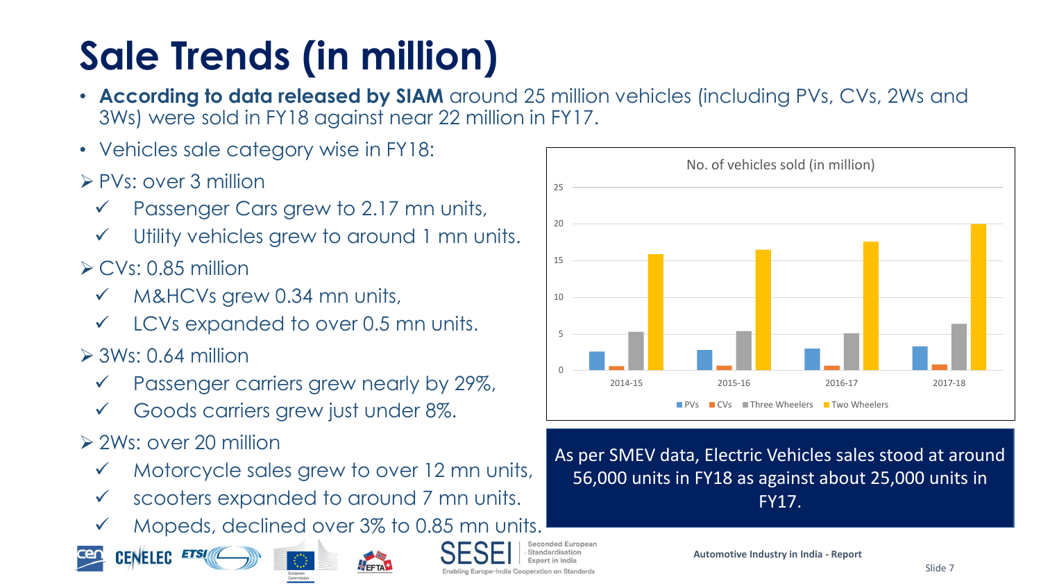# Sale Trends (in million)

- **According to data released by SIAM** around 25 million vehicles (including PVs, CVs, 2Ws and 3Ws) were sold in FY18 against near 22 million in FY17.
- Vehicles sale category wise in FY18:

➢ PVs: over 3 million
  - ✓ Passenger Cars grew to 2.17 mn units,
  - ✓ Utility vehicles grew to around 1 mn units.

➢ CVs: 0.85 million
  - ✓ M&HCVs grew 0.34 mn units,
  - ✓ LCVs expanded to over 0.5 mn units.

➢ 3Ws: 0.64 million
  - ✓ Passenger carriers grew nearly by 29%,
  - ✓ Goods carriers grew just under 8%.

➢ 2Ws: over 20 million
  - ✓ Motorcycle sales grew to over 12 mn units,
  - ✓ scooters expanded to around 7 mn units.
  - ✓ Mopeds, declined over 3% to 0.85 mn units.

No. of vehicles sold (in million)

Legend: PVs, CVs, Three Wheelers, Two Wheelers (years: 2014-15, 2015-16, 2016-17, 2017-18)

As per SMEV data, Electric Vehicles sales stood at around 56,000 units in FY18 as against about 25,000 units in FY17.

Automotive Industry in India - Report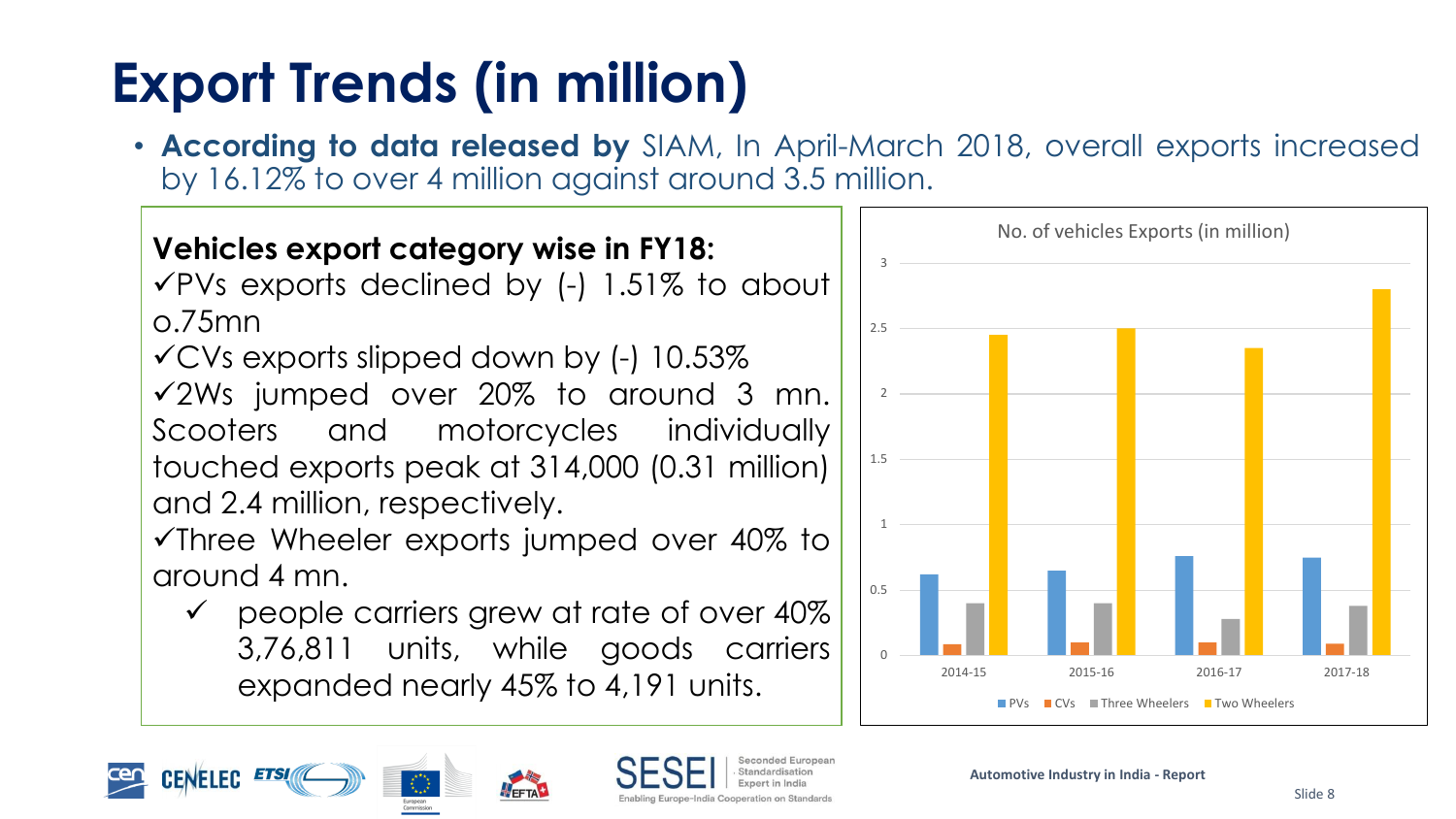# Export Trends (in million)

- **According to data released by** SIAM, In April-March 2018, overall exports increased by 16.12% to over 4 million against around 3.5 million.

**Vehicles export category wise in FY18:**

✓PVs exports declined by (-) 1.51% to about o.75mn

✓CVs exports slipped down by (-) 10.53%

✓2Ws jumped over 20% to around 3 mn. Scooters and motorcycles individually touched exports peak at 314,000 (0.31 million) and 2.4 million, respectively.

✓Three Wheeler exports jumped over 40% to around 4 mn.

- ✓ people carriers grew at rate of over 40% 3,76,811 units, while goods carriers expanded nearly 45% to 4,191 units.

No. of vehicles Exports (in million)

| Year | PVs | CVs | Three Wheelers | Two Wheelers |
|---|---|---|---|---|
| 2014-15 | ~0.62 | ~0.09 | ~0.40 | ~2.45 |
| 2015-16 | ~0.65 | ~0.10 | ~0.40 | ~2.50 |
| 2016-17 | ~0.76 | ~0.10 | ~0.28 | ~2.35 |
| 2017-18 | ~0.75 | ~0.09 | ~0.38 | ~2.80 |

Automotive Industry in India - Report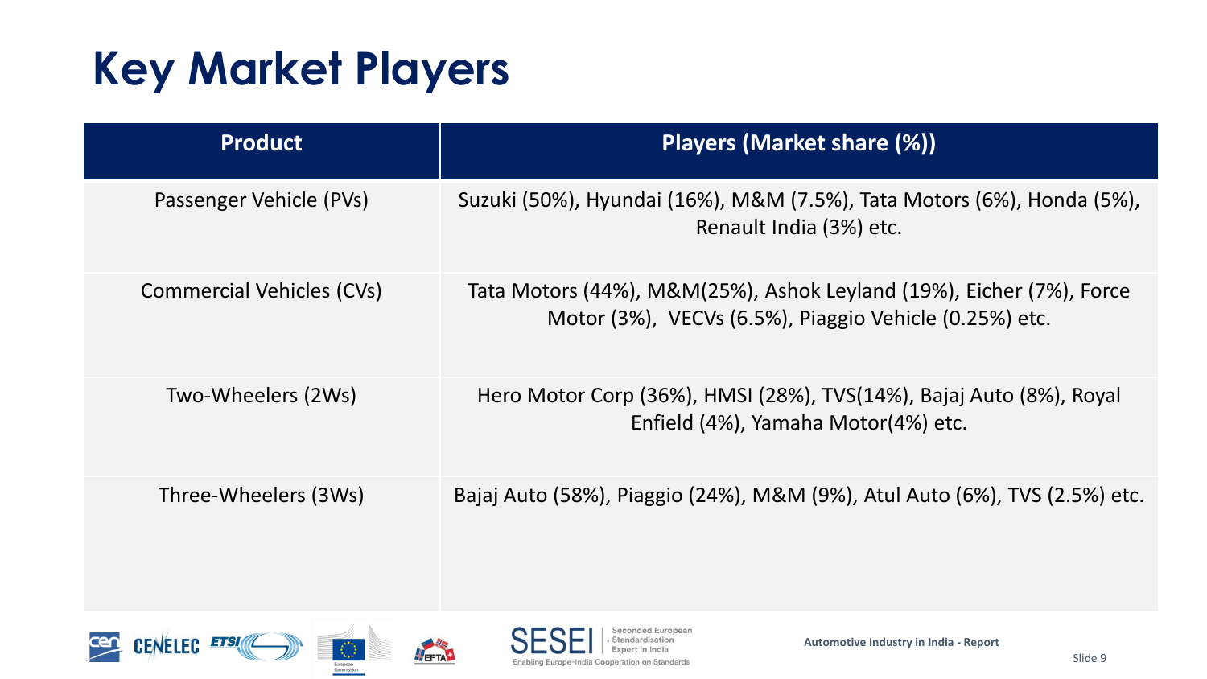# Key Market Players

| Product | Players (Market share (%)) |
|---|---|
| Passenger Vehicle (PVs) | Suzuki (50%), Hyundai (16%), M&M (7.5%), Tata Motors (6%), Honda (5%), Renault India (3%) etc. |
| Commercial Vehicles (CVs) | Tata Motors (44%), M&M(25%), Ashok Leyland (19%), Eicher (7%), Force Motor (3%), VECVs (6.5%), Piaggio Vehicle (0.25%) etc. |
| Two-Wheelers (2Ws) | Hero Motor Corp (36%), HMSI (28%), TVS(14%), Bajaj Auto (8%), Royal Enfield (4%), Yamaha Motor(4%) etc. |
| Three-Wheelers (3Ws) | Bajaj Auto (58%), Piaggio (24%), M&M (9%), Atul Auto (6%), TVS (2.5%) etc. |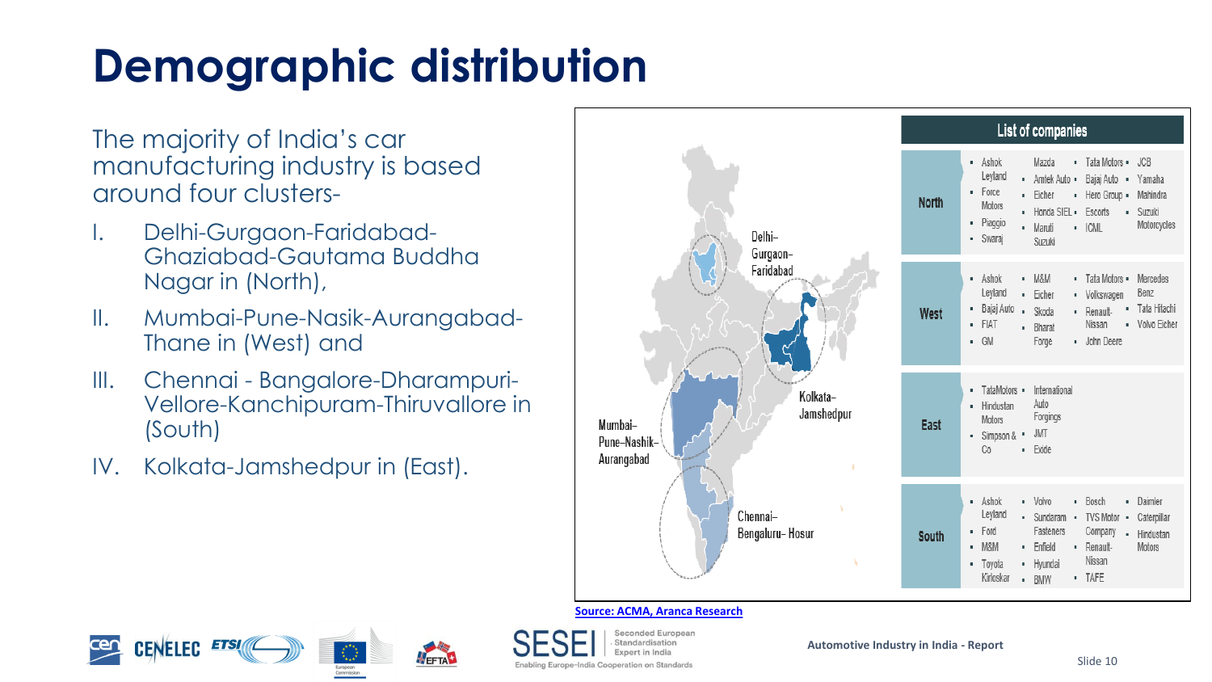# Demographic distribution

The majority of India's car manufacturing industry is based around four clusters-

I. Delhi-Gurgaon-Faridabad-Ghaziabad-Gautama Buddha Nagar in (North),

II. Mumbai-Pune-Nasik-Aurangabad-Thane in (West) and

III. Chennai - Bangalore-Dharampuri-Vellore-Kanchipuram-Thiruvallore in (South)

IV. Kolkata-Jamshedpur in (East).

Delhi–Gurgaon–Faridabad

Kolkata–Jamshedpur

Mumbai–Pune–Nashik–Aurangabad

Chennai–Bengaluru–Hosur

| List of companies | |
|---|---|
| North | Ashok Leyland, Force Motors, Piaggio, Swaraj, Mazda, Amtek Auto, Eicher, Honda SIEL, Maruti Suzuki, Tata Motors, Bajaj Auto, Hero Group, Escorts, ICML, JCB, Yamaha, Mahindra, Suzuki Motorcycles |
| West | Ashok Leyland, Bajaj Auto, FIAT, GM, M&M, Eicher, Skoda, Bharat Forge, Tata Motors, Volkswagen, Renault-Nissan, John Deere, Mercedes Benz, Tata Hitachi, Volvo Eicher |
| East | TataMotors, Hindustan Motors, Simpson & Co, International Auto Forgings, JMT, Exide |
| South | Ashok Leyland, Ford, M&M, Toyota Kirloskar, Volvo, Sundaram Fasteners, Enfield, Hyundai, BMW, Bosch, TVS Motor Company, Renault-Nissan, TAFE, Daimler, Caterpillar, Hindustan Motors |

Source: ACMA, Aranca Research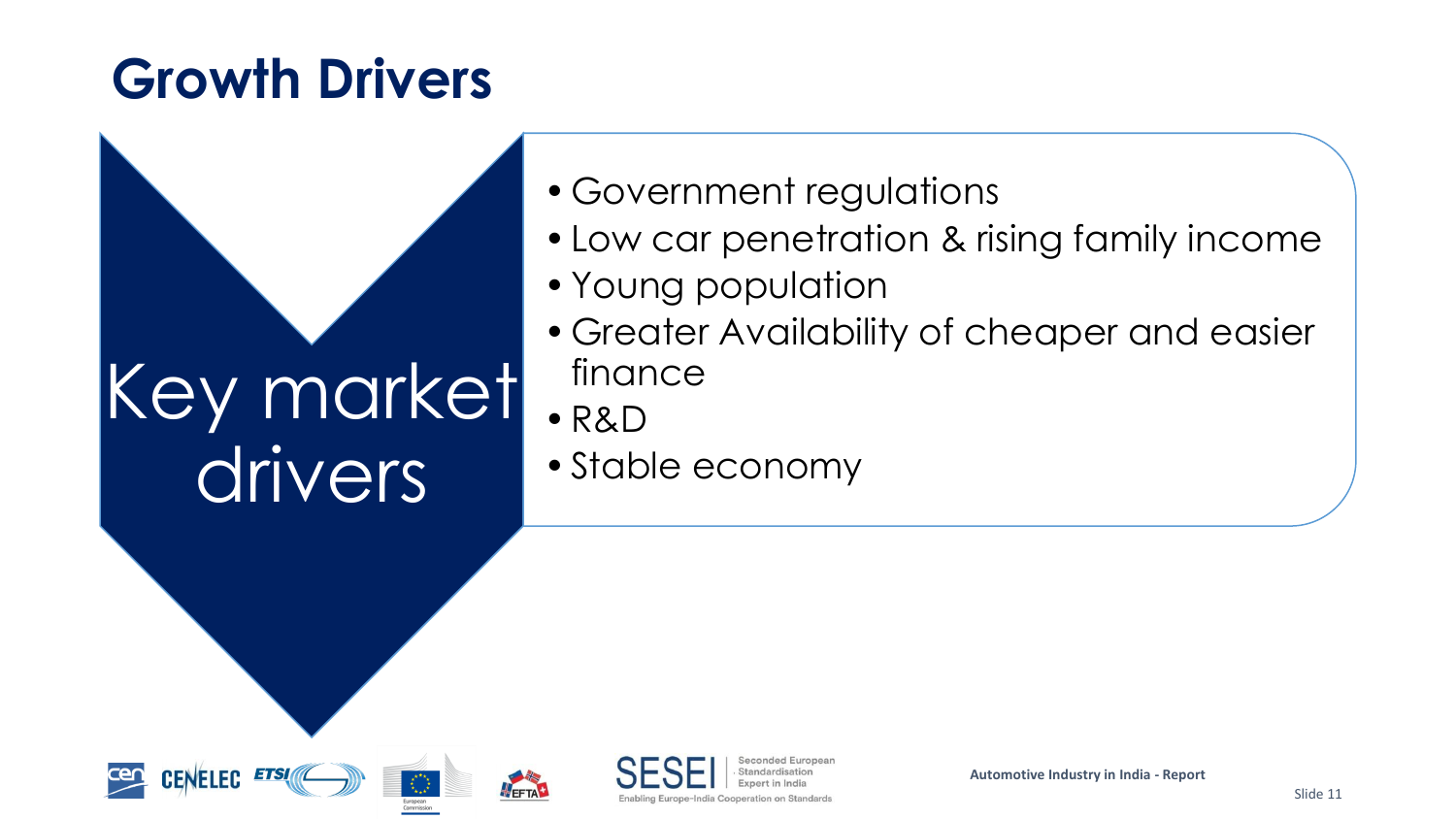# Growth Drivers

**Key market drivers**

- Government regulations
- Low car penetration & rising family income
- Young population
- Greater Availability of cheaper and easier finance
- R&D
- Stable economy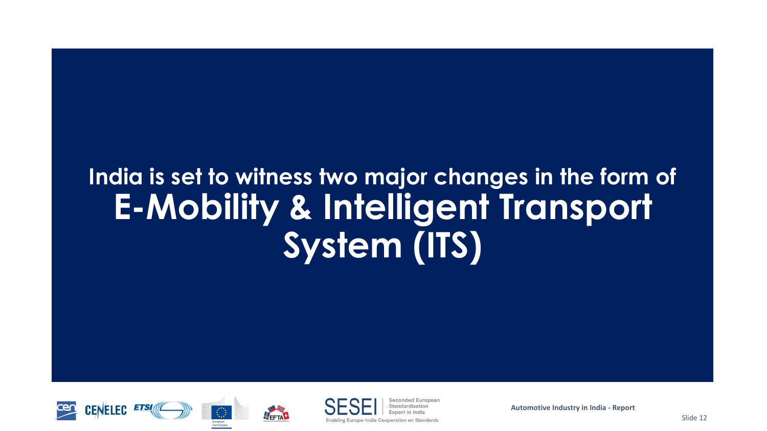**India is set to witness two major changes in the form of**

# E-Mobility & Intelligent Transport System (ITS)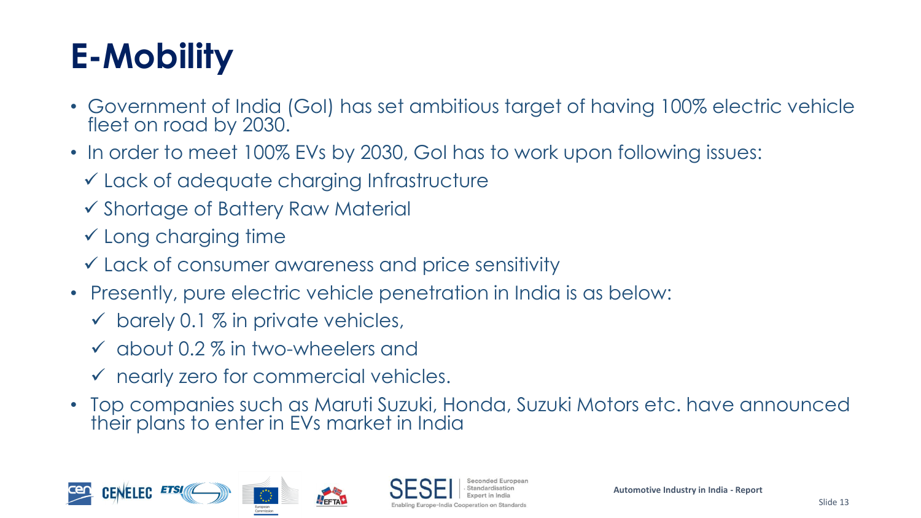# E-Mobility

- Government of India (GoI) has set ambitious target of having 100% electric vehicle fleet on road by 2030.
- In order to meet 100% EVs by 2030, GoI has to work upon following issues:
  - ✓ Lack of adequate charging Infrastructure
  - ✓ Shortage of Battery Raw Material
  - ✓ Long charging time
  - ✓ Lack of consumer awareness and price sensitivity
- Presently, pure electric vehicle penetration in India is as below:
  - ✓ barely 0.1 % in private vehicles,
  - ✓ about 0.2 % in two-wheelers and
  - ✓ nearly zero for commercial vehicles.
- Top companies such as Maruti Suzuki, Honda, Suzuki Motors etc. have announced their plans to enter in EVs market in India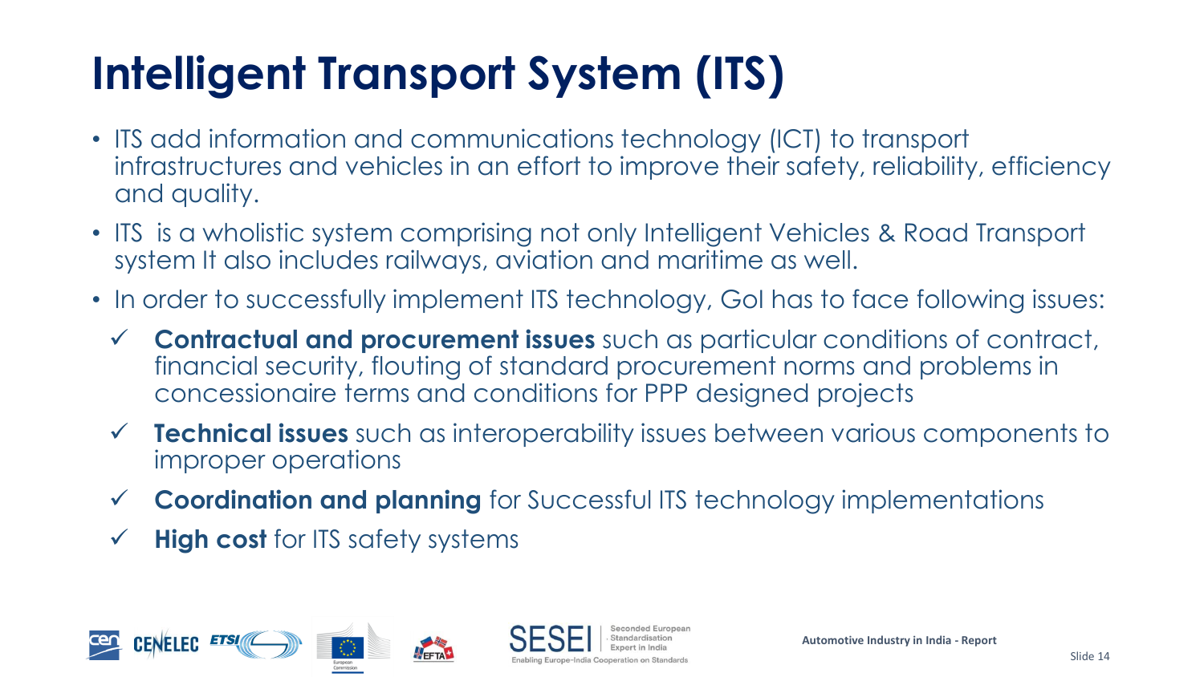# Intelligent Transport System (ITS)

- ITS add information and communications technology (ICT) to transport infrastructures and vehicles in an effort to improve their safety, reliability, efficiency and quality.
- ITS is a wholistic system comprising not only Intelligent Vehicles & Road Transport system It also includes railways, aviation and maritime as well.
- In order to successfully implement ITS technology, GoI has to face following issues:
  - ✓ **Contractual and procurement issues** such as particular conditions of contract, financial security, flouting of standard procurement norms and problems in concessionaire terms and conditions for PPP designed projects
  - ✓ **Technical issues** such as interoperability issues between various components to improper operations
  - ✓ **Coordination and planning** for Successful ITS technology implementations
  - ✓ **High cost** for ITS safety systems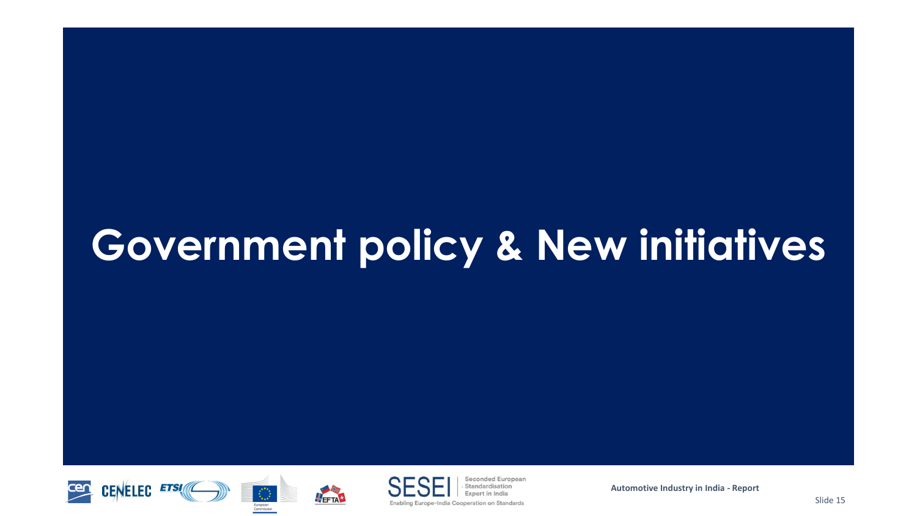# Government policy & New initiatives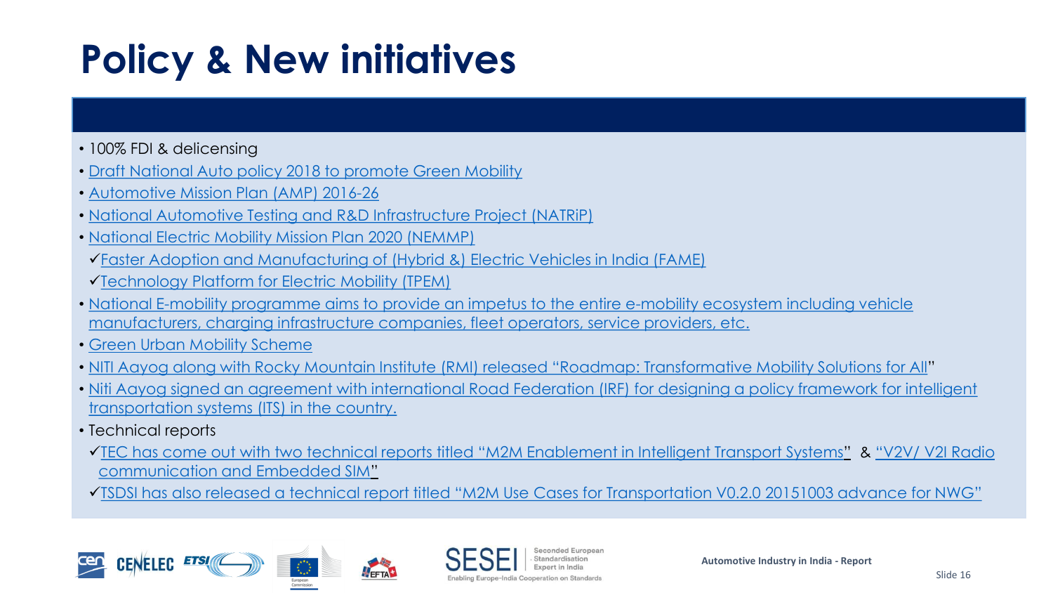# Policy & New initiatives

- 100% FDI & delicensing
- Draft National Auto policy 2018 to promote Green Mobility
- Automotive Mission Plan (AMP) 2016-26
- National Automotive Testing and R&D Infrastructure Project (NATRiP)
- National Electric Mobility Mission Plan 2020 (NEMMP)
  - ✓ Faster Adoption and Manufacturing of (Hybrid &) Electric Vehicles in India (FAME)
  - ✓ Technology Platform for Electric Mobility (TPEM)
- National E-mobility programme aims to provide an impetus to the entire e-mobility ecosystem including vehicle manufacturers, charging infrastructure companies, fleet operators, service providers, etc.
- Green Urban Mobility Scheme
- NITI Aayog along with Rocky Mountain Institute (RMI) released "Roadmap: Transformative Mobility Solutions for All"
- Niti Aayog signed an agreement with international Road Federation (IRF) for designing a policy framework for intelligent transportation systems (ITS) in the country.
- Technical reports
  - ✓ TEC has come out with two technical reports titled "M2M Enablement in Intelligent Transport Systems" & "V2V/ V2I Radio communication and Embedded SIM"
  - ✓ TSDSI has also released a technical report titled "M2M Use Cases for Transportation V0.2.0 20151003 advance for NWG"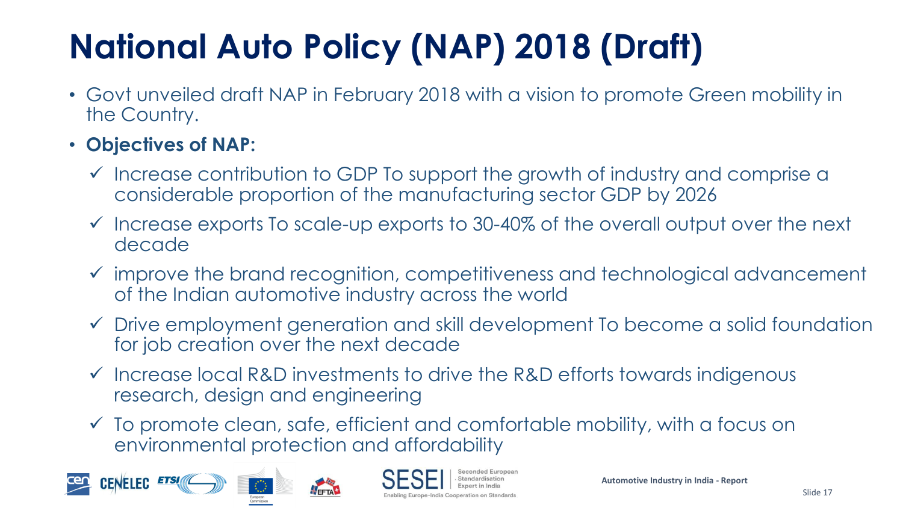# National Auto Policy (NAP) 2018 (Draft)

- Govt unveiled draft NAP in February 2018 with a vision to promote Green mobility in the Country.
- **Objectives of NAP:**
  - ✓ Increase contribution to GDP To support the growth of industry and comprise a considerable proportion of the manufacturing sector GDP by 2026
  - ✓ Increase exports To scale-up exports to 30-40% of the overall output over the next decade
  - ✓ improve the brand recognition, competitiveness and technological advancement of the Indian automotive industry across the world
  - ✓ Drive employment generation and skill development To become a solid foundation for job creation over the next decade
  - ✓ Increase local R&D investments to drive the R&D efforts towards indigenous research, design and engineering
  - ✓ To promote clean, safe, efficient and comfortable mobility, with a focus on environmental protection and affordability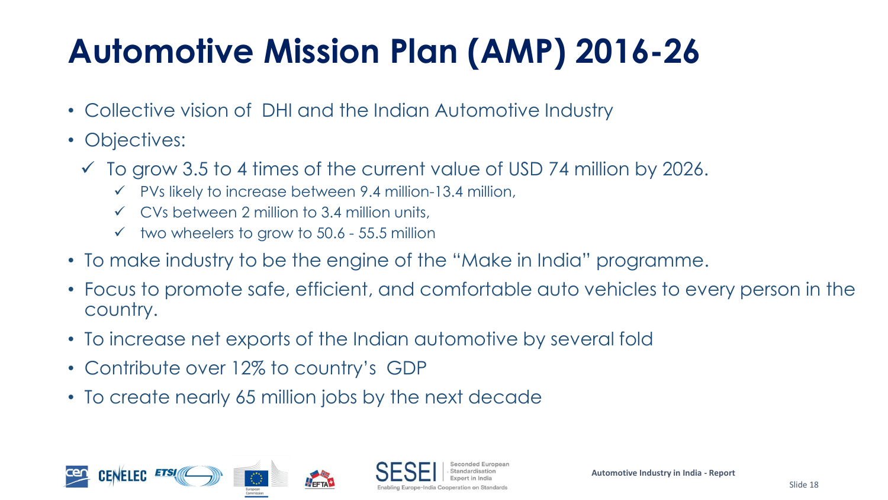# Automotive Mission Plan (AMP) 2016-26

- Collective vision of DHI and the Indian Automotive Industry
- Objectives:
  - ✓ To grow 3.5 to 4 times of the current value of USD 74 million by 2026.
    - ✓ PVs likely to increase between 9.4 million-13.4 million,
    - ✓ CVs between 2 million to 3.4 million units,
    - ✓ two wheelers to grow to 50.6 - 55.5 million
- To make industry to be the engine of the "Make in India" programme.
- Focus to promote safe, efficient, and comfortable auto vehicles to every person in the country.
- To increase net exports of the Indian automotive by several fold
- Contribute over 12% to country's GDP
- To create nearly 65 million jobs by the next decade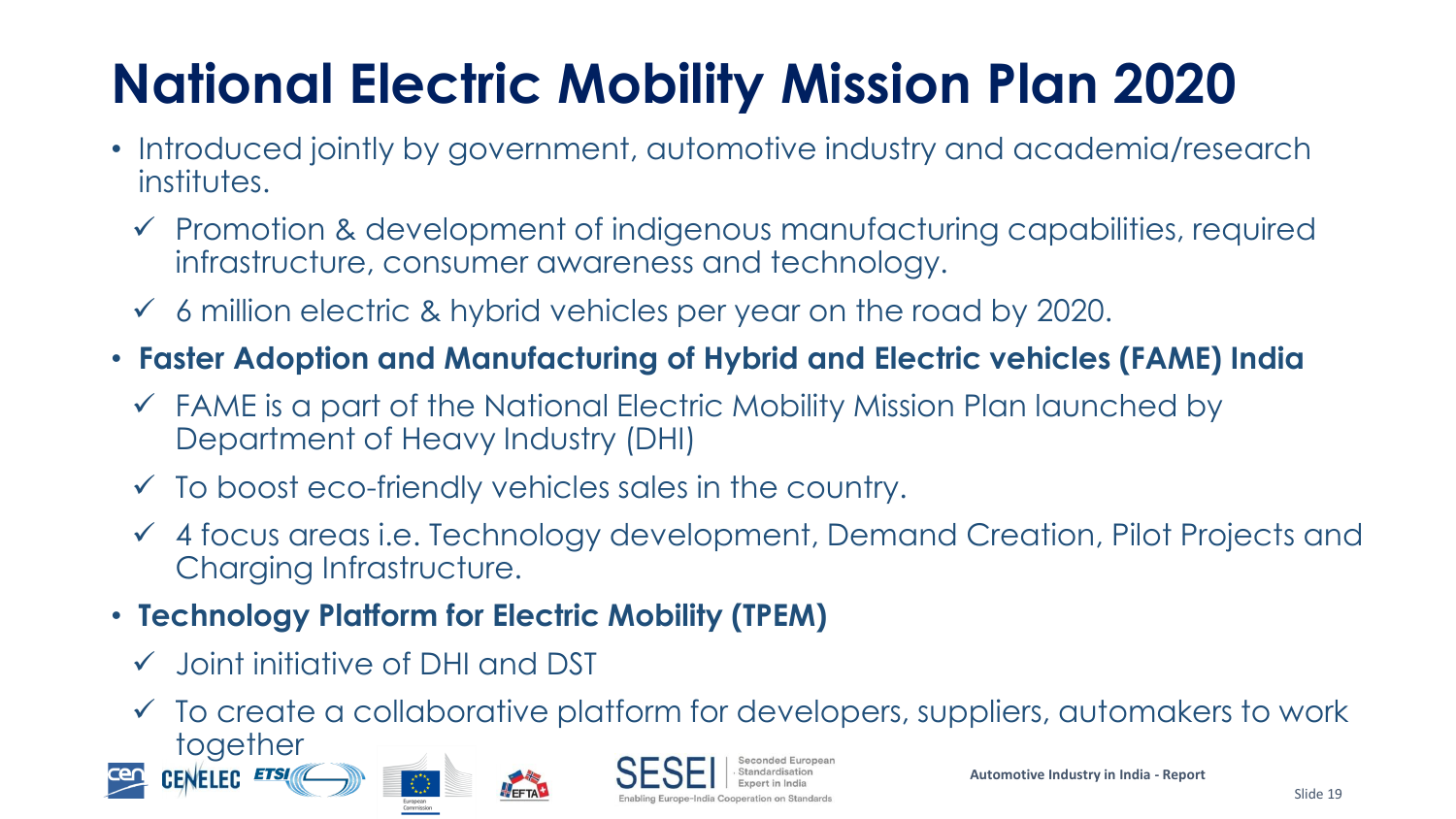# National Electric Mobility Mission Plan 2020

- Introduced jointly by government, automotive industry and academia/research institutes.
  - ✓ Promotion & development of indigenous manufacturing capabilities, required infrastructure, consumer awareness and technology.
  - ✓ 6 million electric & hybrid vehicles per year on the road by 2020.
- **Faster Adoption and Manufacturing of Hybrid and Electric vehicles (FAME) India**
  - ✓ FAME is a part of the National Electric Mobility Mission Plan launched by Department of Heavy Industry (DHI)
  - ✓ To boost eco-friendly vehicles sales in the country.
  - ✓ 4 focus areas i.e. Technology development, Demand Creation, Pilot Projects and Charging Infrastructure.
- **Technology Platform for Electric Mobility (TPEM)**
  - ✓ Joint initiative of DHI and DST
  - ✓ To create a collaborative platform for developers, suppliers, automakers to work together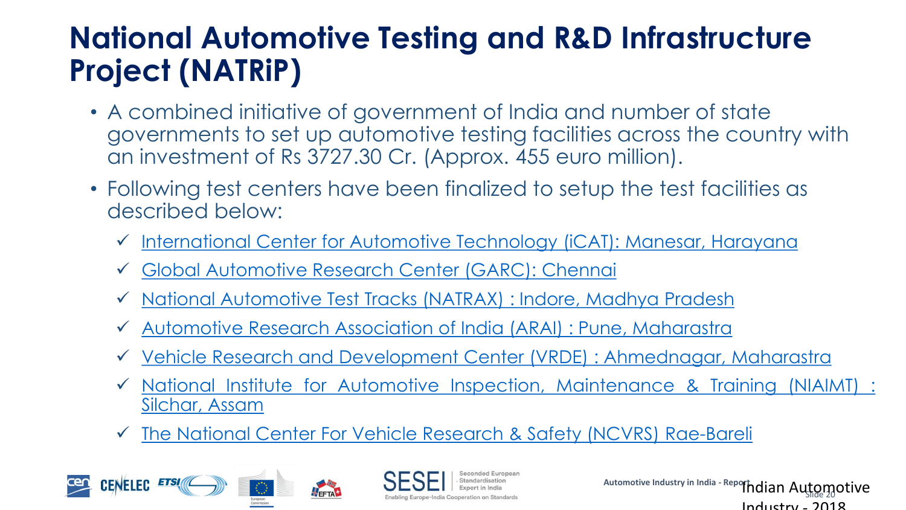# National Automotive Testing and R&D Infrastructure Project (NATRiP)

- A combined initiative of government of India and number of state governments to set up automotive testing facilities across the country with an investment of Rs 3727.30 Cr. (Approx. 455 euro million).
- Following test centers have been finalized to setup the test facilities as described below:
  - ✓ International Center for Automotive Technology (iCAT): Manesar, Harayana
  - ✓ Global Automotive Research Center (GARC): Chennai
  - ✓ National Automotive Test Tracks (NATRAX) : Indore, Madhya Pradesh
  - ✓ Automotive Research Association of India (ARAI) : Pune, Maharastra
  - ✓ Vehicle Research and Development Center (VRDE) : Ahmednagar, Maharastra
  - ✓ National Institute for Automotive Inspection, Maintenance & Training (NIAIMT) : Silchar, Assam
  - ✓ The National Center For Vehicle Research & Safety (NCVRS) Rae-Bareli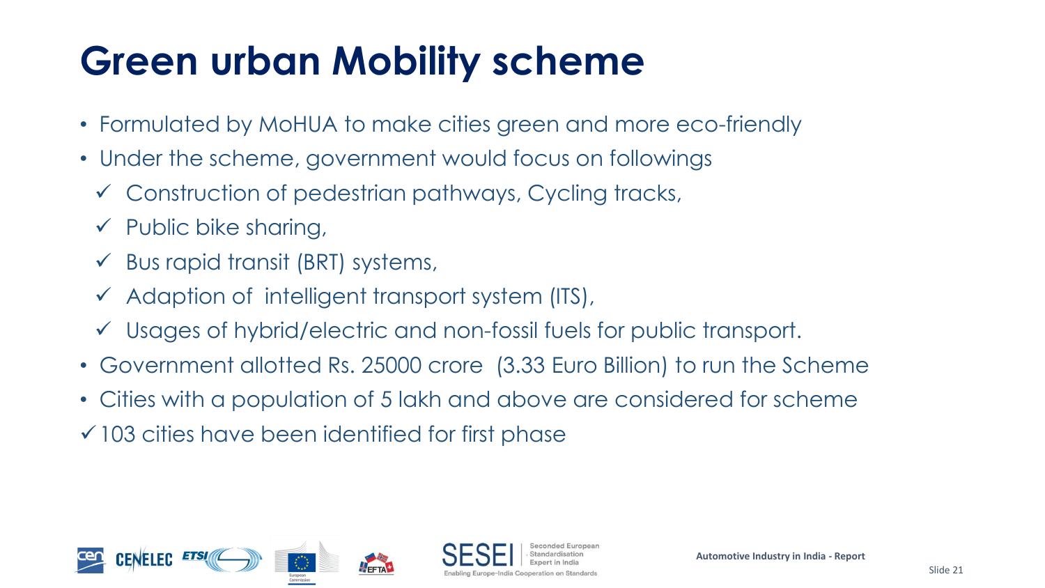# Green urban Mobility scheme

- Formulated by MoHUA to make cities green and more eco-friendly
- Under the scheme, government would focus on followings
  - ✓ Construction of pedestrian pathways, Cycling tracks,
  - ✓ Public bike sharing,
  - ✓ Bus rapid transit (BRT) systems,
  - ✓ Adaption of intelligent transport system (ITS),
  - ✓ Usages of hybrid/electric and non-fossil fuels for public transport.
- Government allotted Rs. 25000 crore (3.33 Euro Billion) to run the Scheme
- Cities with a population of 5 lakh and above are considered for scheme

✓ 103 cities have been identified for first phase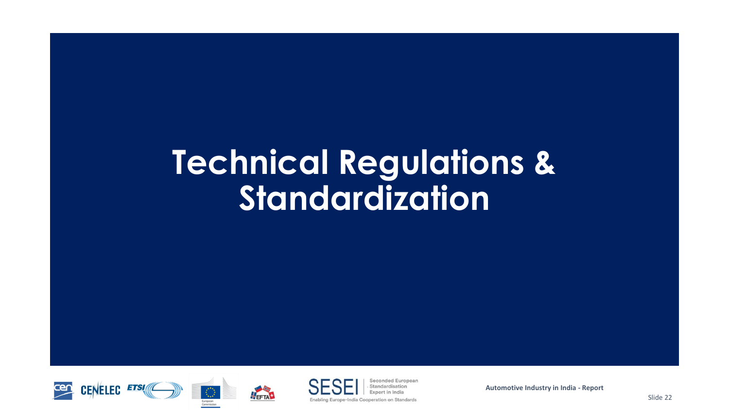# Technical Regulations & Standardization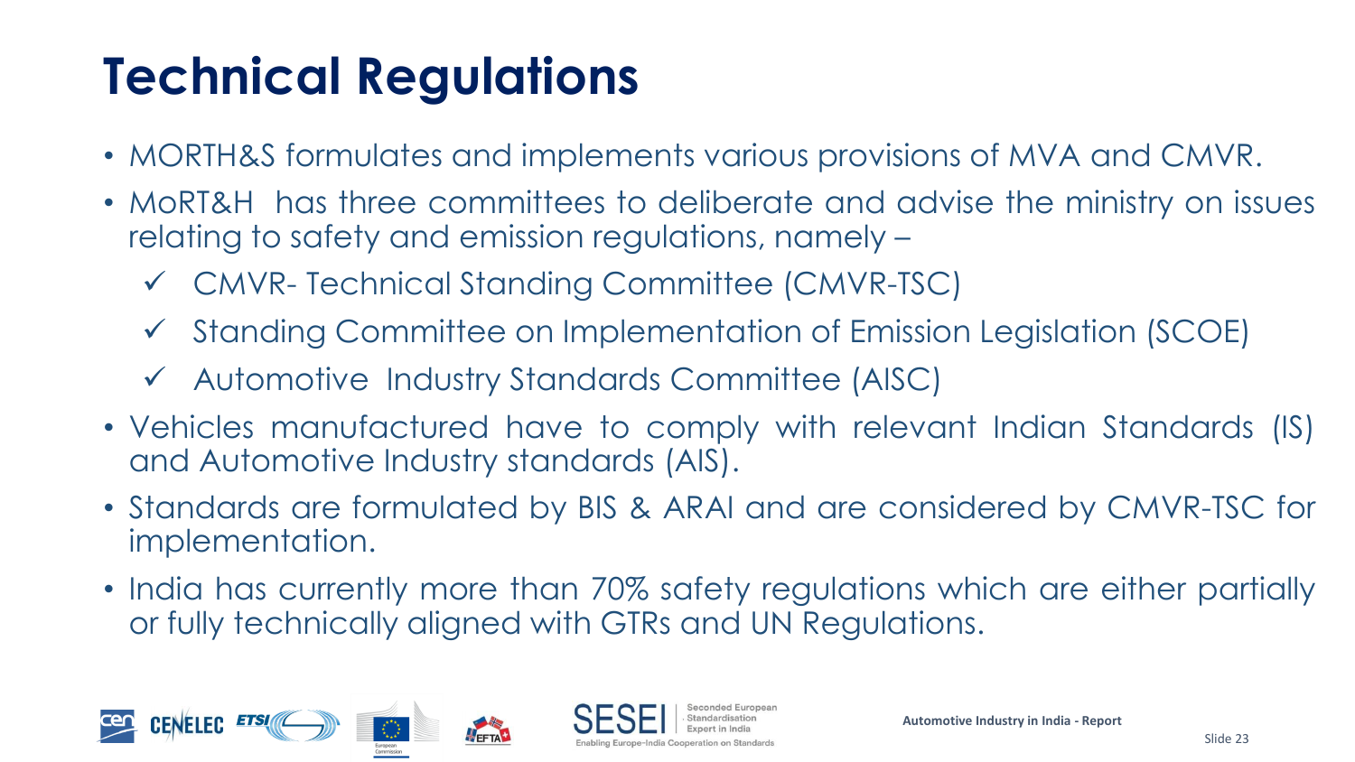# Technical Regulations

- MORTH&S formulates and implements various provisions of MVA and CMVR.
- MoRT&H has three committees to deliberate and advise the ministry on issues relating to safety and emission regulations, namely –
  - ✓ CMVR- Technical Standing Committee (CMVR-TSC)
  - ✓ Standing Committee on Implementation of Emission Legislation (SCOE)
  - ✓ Automotive Industry Standards Committee (AISC)
- Vehicles manufactured have to comply with relevant Indian Standards (IS) and Automotive Industry standards (AIS).
- Standards are formulated by BIS & ARAI and are considered by CMVR-TSC for implementation.
- India has currently more than 70% safety regulations which are either partially or fully technically aligned with GTRs and UN Regulations.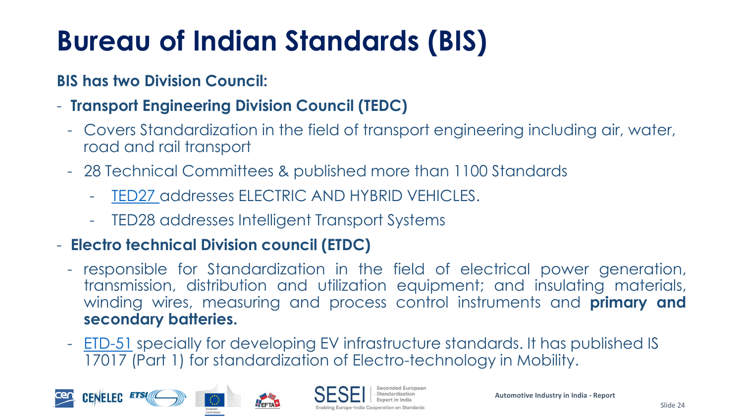# Bureau of Indian Standards (BIS)

**BIS has two Division Council:**

- **Transport Engineering Division Council (TEDC)**
  - Covers Standardization in the field of transport engineering including air, water, road and rail transport
  - 28 Technical Committees & published more than 1100 Standards
    - TED27 addresses ELECTRIC AND HYBRID VEHICLES.
    - TED28 addresses Intelligent Transport Systems
- **Electro technical Division council (ETDC)**
  - responsible for Standardization in the field of electrical power generation, transmission, distribution and utilization equipment; and insulating materials, winding wires, measuring and process control instruments and **primary and secondary batteries.**
  - ETD-51 specially for developing EV infrastructure standards. It has published IS 17017 (Part 1) for standardization of Electro-technology in Mobility.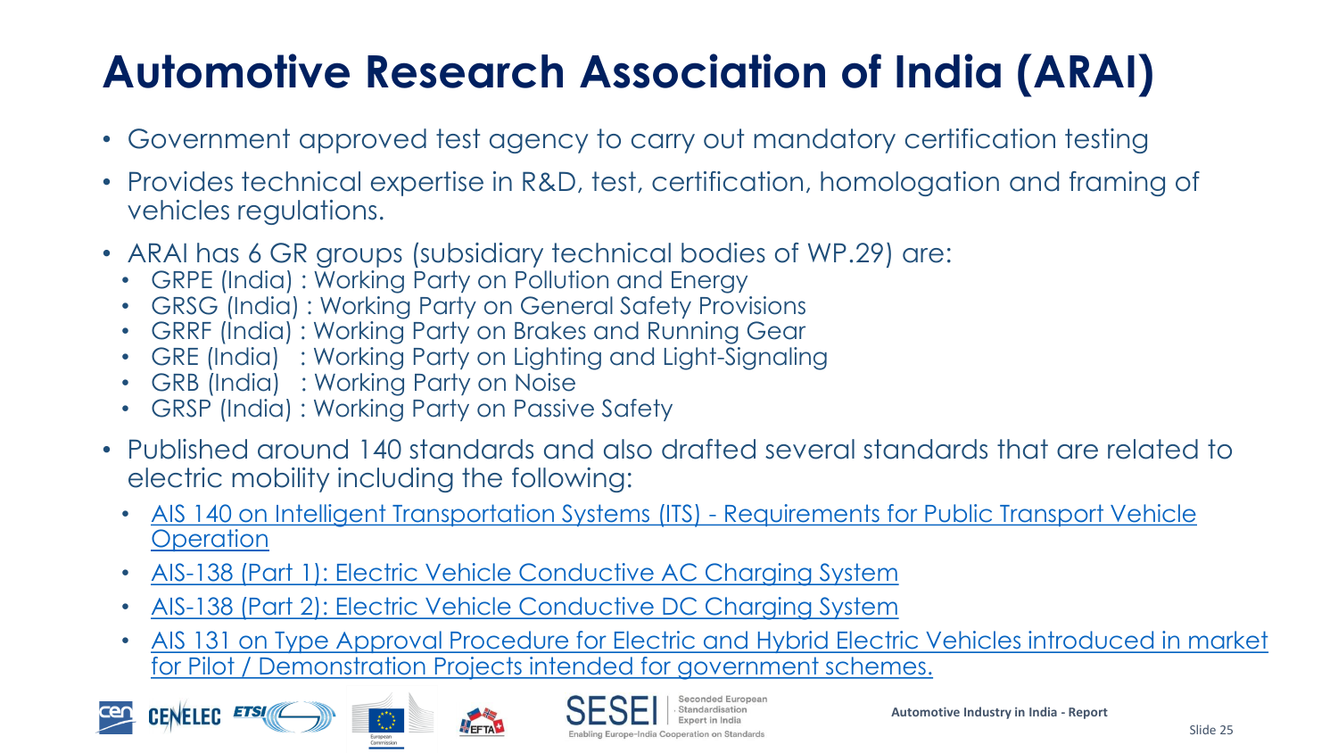# Automotive Research Association of India (ARAI)

- Government approved test agency to carry out mandatory certification testing
- Provides technical expertise in R&D, test, certification, homologation and framing of vehicles regulations.
- ARAI has 6 GR groups (subsidiary technical bodies of WP.29) are:
  - GRPE (India) : Working Party on Pollution and Energy
  - GRSG (India) : Working Party on General Safety Provisions
  - GRRF (India) : Working Party on Brakes and Running Gear
  - GRE (India) : Working Party on Lighting and Light-Signaling
  - GRB (India) : Working Party on Noise
  - GRSP (India) : Working Party on Passive Safety
- Published around 140 standards and also drafted several standards that are related to electric mobility including the following:
  - AIS 140 on Intelligent Transportation Systems (ITS) - Requirements for Public Transport Vehicle Operation
  - AIS-138 (Part 1): Electric Vehicle Conductive AC Charging System
  - AIS-138 (Part 2): Electric Vehicle Conductive DC Charging System
  - AIS 131 on Type Approval Procedure for Electric and Hybrid Electric Vehicles introduced in market for Pilot / Demonstration Projects intended for government schemes.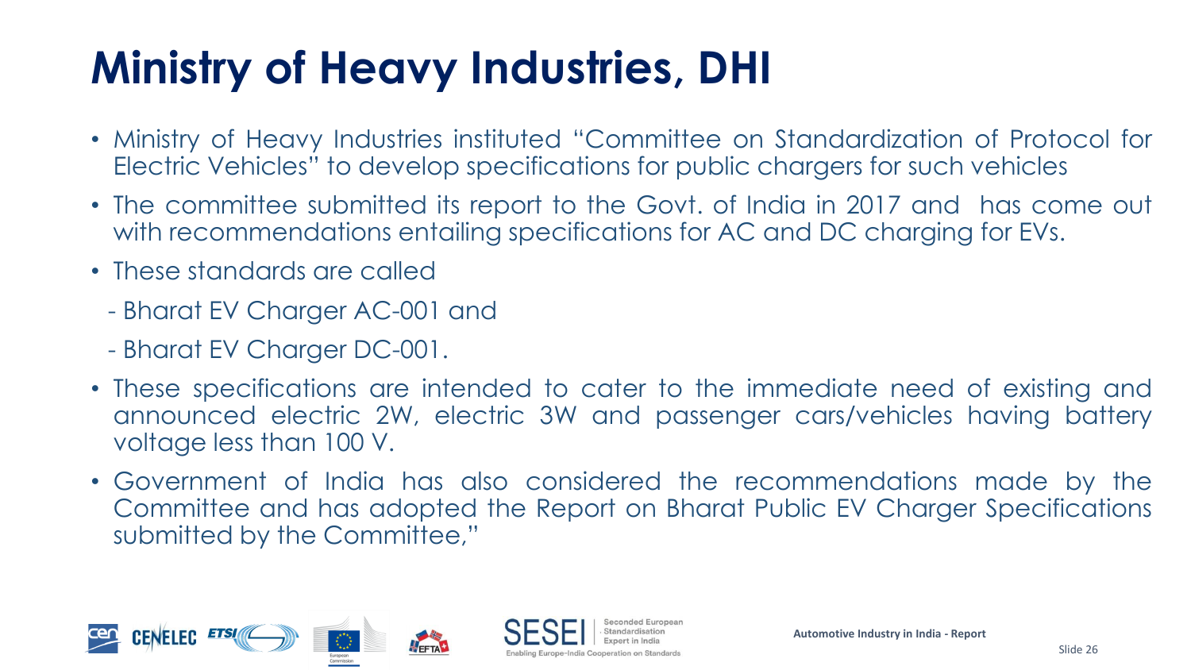# Ministry of Heavy Industries, DHI

- Ministry of Heavy Industries instituted "Committee on Standardization of Protocol for Electric Vehicles" to develop specifications for public chargers for such vehicles
- The committee submitted its report to the Govt. of India in 2017 and has come out with recommendations entailing specifications for AC and DC charging for EVs.
- These standards are called
  - Bharat EV Charger AC-001 and
  - Bharat EV Charger DC-001.
- These specifications are intended to cater to the immediate need of existing and announced electric 2W, electric 3W and passenger cars/vehicles having battery voltage less than 100 V.
- Government of India has also considered the recommendations made by the Committee and has adopted the Report on Bharat Public EV Charger Specifications submitted by the Committee,"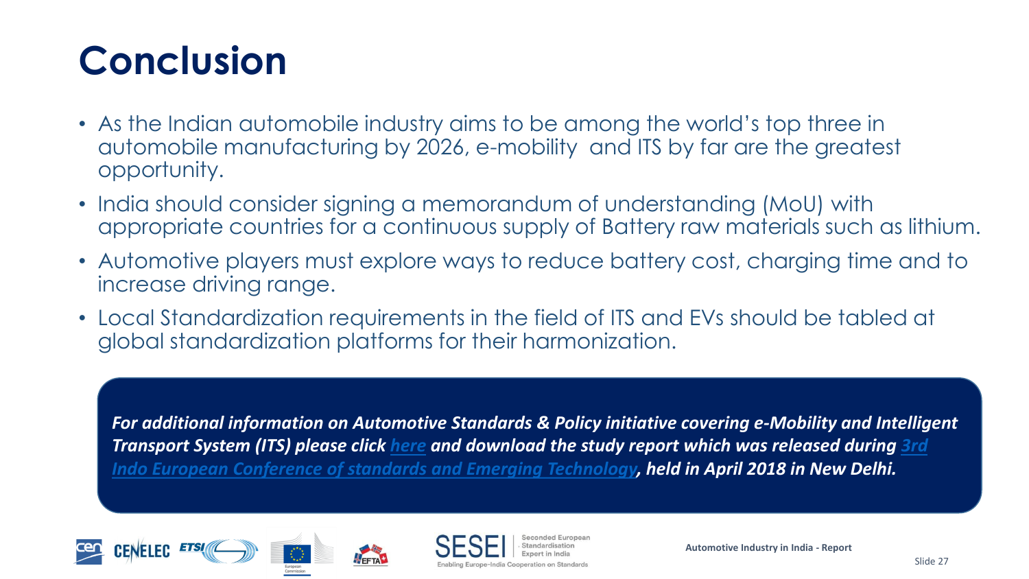# Conclusion

- As the Indian automobile industry aims to be among the world's top three in automobile manufacturing by 2026, e-mobility and ITS by far are the greatest opportunity.
- India should consider signing a memorandum of understanding (MoU) with appropriate countries for a continuous supply of Battery raw materials such as lithium.
- Automotive players must explore ways to reduce battery cost, charging time and to increase driving range.
- Local Standardization requirements in the field of ITS and EVs should be tabled at global standardization platforms for their harmonization.

***For additional information on Automotive Standards & Policy initiative covering e-Mobility and Intelligent Transport System (ITS) please click here and download the study report which was released during 3rd Indo European Conference of standards and Emerging Technology, held in April 2018 in New Delhi.***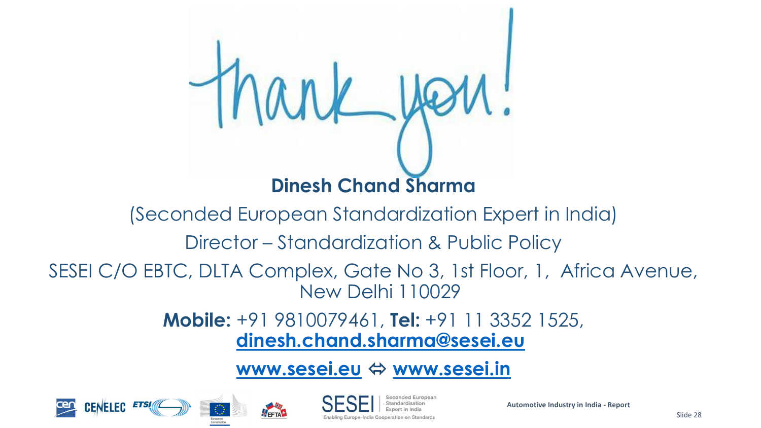thank you!

**Dinesh Chand Sharma**

(Seconded European Standardization Expert in India)

Director – Standardization & Public Policy

SESEI C/O EBTC, DLTA Complex, Gate No 3, 1st Floor, 1, Africa Avenue, New Delhi 110029

**Mobile:** +91 9810079461, **Tel:** +91 11 3352 1525, **dinesh.chand.sharma@sesei.eu**

**www.sesei.eu** ⇔ **www.sesei.in**